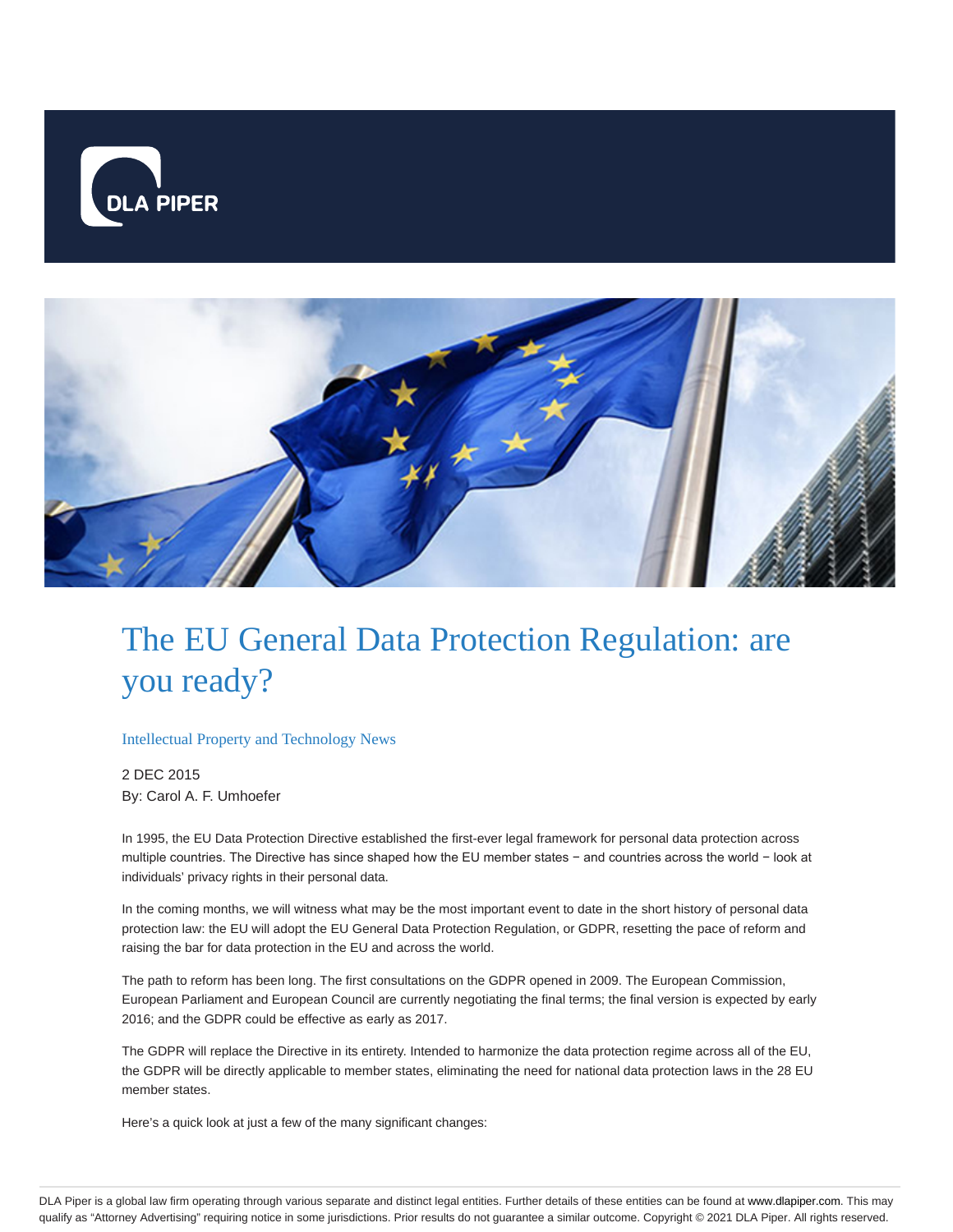# The EU General Data Protection Regulation: are you ready?

Intellectual Property and Technology News

2 DEC 2015

By: Carol A. F. Umhoefer

In 1995, the EU Data Protection Directive established the first-ever legal framework for personal data protection across multiple countries. The Directive has since shaped how the EU member states − and countries across the world − look at individuals' privacy rights in their personal data.

In the coming months, we will witness what may be the most important event to date in the short history of personal data protection law: the EU will adopt the EU General Data Protection Regulation, or GDPR, resetting the pace of reform and raising the bar for data protection in the EU and across the world.

The path to reform has been long. The first consultations on the GDPR opened in 2009. The European Commission, European Parliament and European Council are currently negotiating the final terms; the final version is expected by early 2016; and the GDPR could be effective as early as 2017.

The GDPR will replace the Directive in its entirety. Intended to harmonize the data protection regime across all of the EU, the GDPR will be directly applicable to member states, eliminating the need for national data protection laws in the 28 EU member states.

Here's a quick look at just a few of the many significant changes: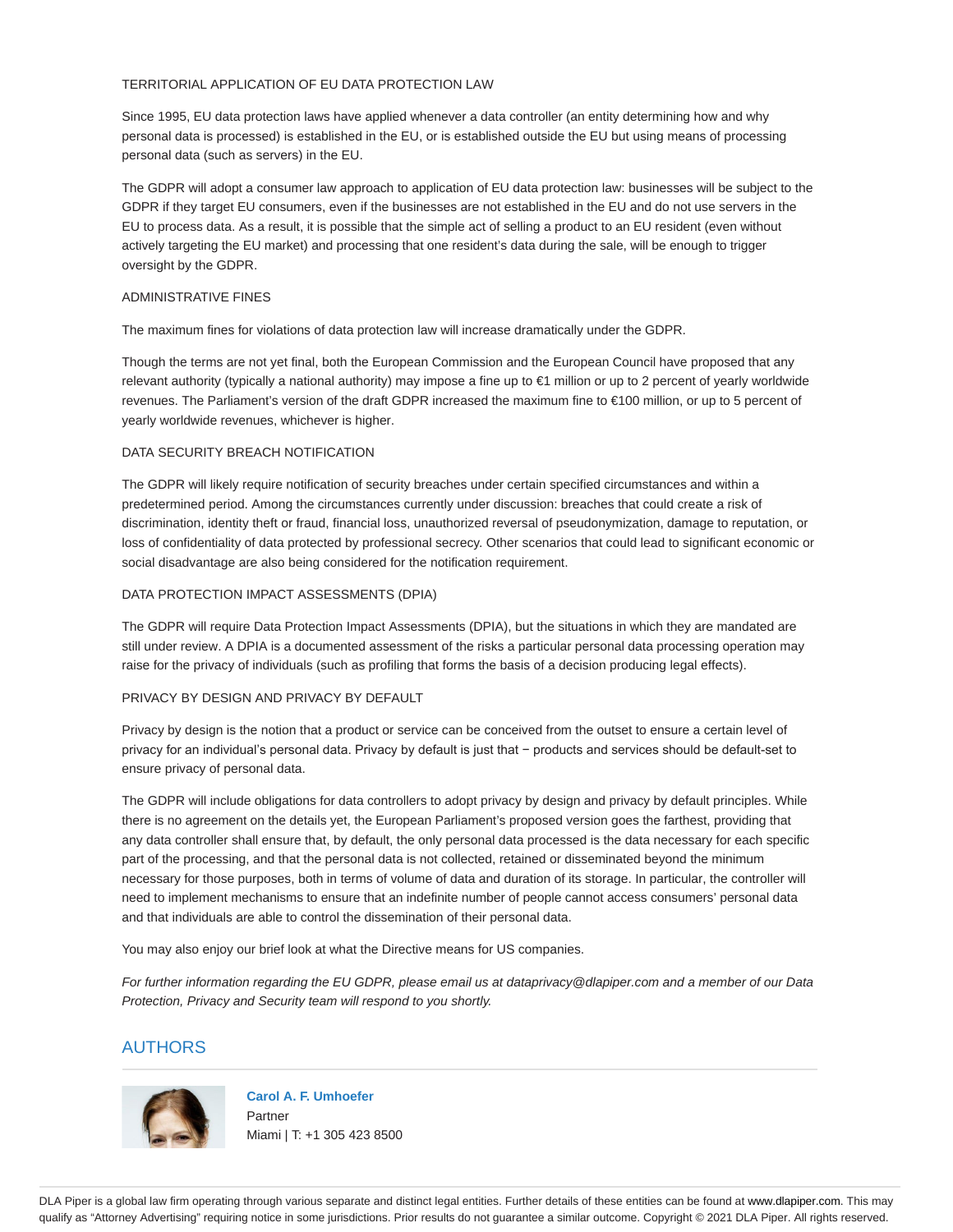### TERRITORIAL APPLICATION OF EU DATA PROTECTION LAW

Since 1995, EU data protection laws have applied whenever a data controller (an entity determining how and why personal data is processed) is established in the EU, or is established outside the EU but using means of processing personal data (such as servers) in the EU.

The GDPR will adopt a consumer law approach to application of EU data protection law: businesses will be subject to the GDPR if they target EU consumers, even if the businesses are not established in the EU and do not use servers in the EU to process data. As a result, it is possible that the simple act of selling a product to an EU resident (even without actively targeting the EU market) and processing that one resident's data during the sale, will be enough to trigger oversight by the GDPR.

### ADMINISTRATIVE FINES

The maximum fines for violations of data protection law will increase dramatically under the GDPR.

Though the terms are not yet final, both the European Commission and the European Council have proposed that any relevant authority (typically a national authority) may impose a fine up to €1 million or up to 2 percent of yearly worldwide revenues. The Parliament's version of the draft GDPR increased the maximum fine to €100 million, or up to 5 percent of yearly worldwide revenues, whichever is higher.

### DATA SECURITY BREACH NOTIFICATION

The GDPR will likely require notification of security breaches under certain specified circumstances and within a predetermined period. Among the circumstances currently under discussion: breaches that could create a risk of discrimination, identity theft or fraud, financial loss, unauthorized reversal of pseudonymization, damage to reputation, or loss of confidentiality of data protected by professional secrecy. Other scenarios that could lead to significant economic or social disadvantage are also being considered for the notification requirement.

### DATA PROTECTION IMPACT ASSESSMENTS (DPIA)

The GDPR will require Data Protection Impact Assessments (DPIA), but the situations in which they are mandated are still under review. A DPIA is a documented assessment of the risks a particular personal data processing operation may raise for the privacy of individuals (such as profiling that forms the basis of a decision producing legal effects).

### PRIVACY BY DESIGN AND PRIVACY BY DEFAULT

Privacy by design is the notion that a product or service can be conceived from the outset to ensure a certain level of privacy for an individual's personal data. Privacy by default is just that − products and services should be default-set to ensure privacy of personal data.

The GDPR will include obligations for data controllers to adopt privacy by design and privacy by default principles. While there is no agreement on the details yet, the European Parliament's proposed version goes the farthest, providing that any data controller shall ensure that, by default, the only personal data processed is the data necessary for each specific part of the processing, and that the personal data is not collected, retained or disseminated beyond the minimum necessary for those purposes, both in terms of volume of data and duration of its storage. In particular, the controller will need to implement mechanisms to ensure that an indefinite number of people cannot access consumers' personal data and that individuals are able to control the dissemination of their personal data.

You may also enjoy our brief look at what the Directive means for US companies.

*For further information regarding the EU GDPR, please email us at dataprivacy@dlapiper.com and a member of our Data Protection, Privacy and Security team will respond to you shortly.*

## AUTHORS

**Carol A. F. Umhoefer**
Partner
Miami | T: +1 305 423 8500

DLA Piper is a global law firm operating through various separate and distinct legal entities. Further details of these entities can be found at www.dlapiper.com. This may qualify as "Attorney Advertising" requiring notice in some jurisdictions. Prior results do not guarantee a similar outcome. Copyright © 2021 DLA Piper. All rights reserved.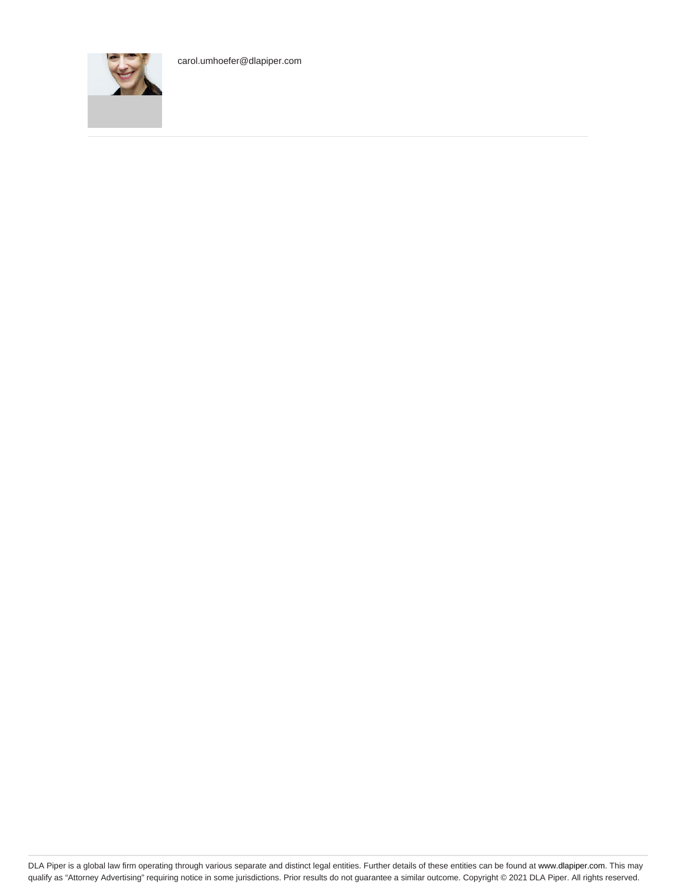carol.umhoefer@dlapiper.com

DLA Piper is a global law firm operating through various separate and distinct legal entities. Further details of these entities can be found at www.dlapiper.com. This may qualify as "Attorney Advertising" requiring notice in some jurisdictions. Prior results do not guarantee a similar outcome. Copyright © 2021 DLA Piper. All rights reserved.